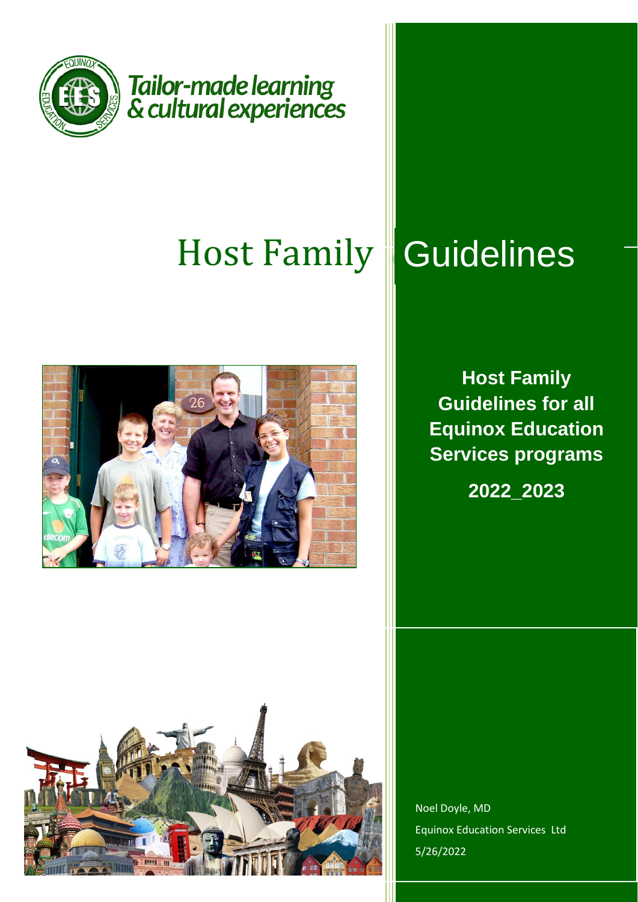Tailor-made learning
& cultural experiences

# Host Family Guidelines

**Host Family Guidelines for all Equinox Education Services programs**

**2022_2023**

Noel Doyle, MD

Equinox Education Services Ltd

5/26/2022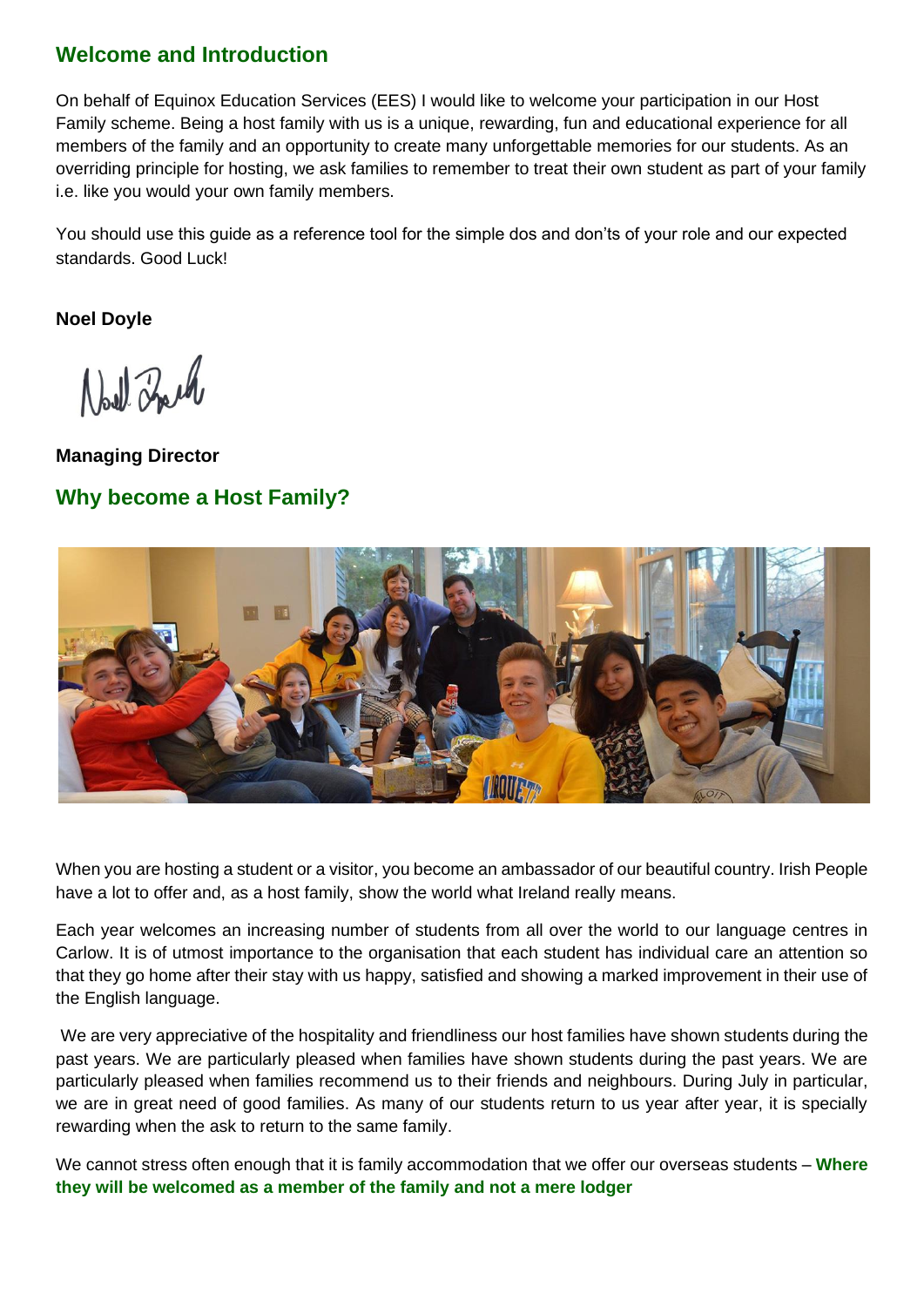## Welcome and Introduction

On behalf of Equinox Education Services (EES) I would like to welcome your participation in our Host Family scheme. Being a host family with us is a unique, rewarding, fun and educational experience for all members of the family and an opportunity to create many unforgettable memories for our students. As an overriding principle for hosting, we ask families to remember to treat their own student as part of your family i.e. like you would your own family members.

You should use this guide as a reference tool for the simple dos and don'ts of your role and our expected standards. Good Luck!

**Noel Doyle**

**Managing Director**

## Why become a Host Family?

When you are hosting a student or a visitor, you become an ambassador of our beautiful country. Irish People have a lot to offer and, as a host family, show the world what Ireland really means.

Each year welcomes an increasing number of students from all over the world to our language centres in Carlow. It is of utmost importance to the organisation that each student has individual care an attention so that they go home after their stay with us happy, satisfied and showing a marked improvement in their use of the English language.

We are very appreciative of the hospitality and friendliness our host families have shown students during the past years. We are particularly pleased when families have shown students during the past years. We are particularly pleased when families recommend us to their friends and neighbours. During July in particular, we are in great need of good families. As many of our students return to us year after year, it is specially rewarding when the ask to return to the same family.

We cannot stress often enough that it is family accommodation that we offer our overseas students – **Where they will be welcomed as a member of the family and not a mere lodger**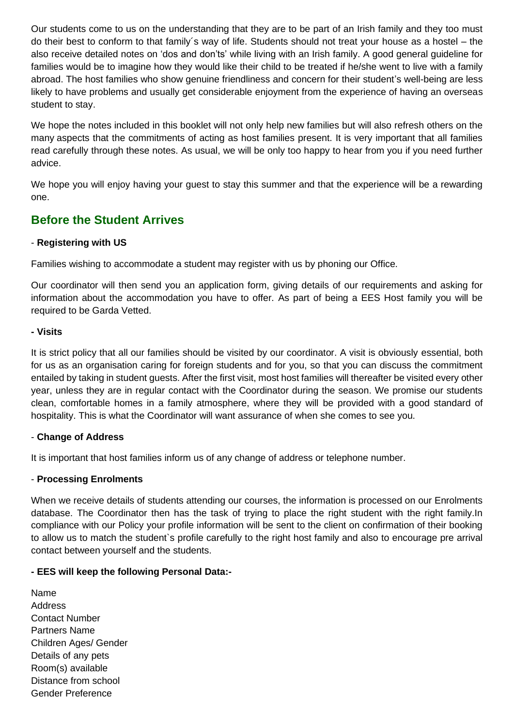Our students come to us on the understanding that they are to be part of an Irish family and they too must do their best to conform to that family´s way of life. Students should not treat your house as a hostel – the also receive detailed notes on 'dos and don'ts' while living with an Irish family. A good general guideline for families would be to imagine how they would like their child to be treated if he/she went to live with a family abroad. The host families who show genuine friendliness and concern for their student's well-being are less likely to have problems and usually get considerable enjoyment from the experience of having an overseas student to stay.

We hope the notes included in this booklet will not only help new families but will also refresh others on the many aspects that the commitments of acting as host families present. It is very important that all families read carefully through these notes. As usual, we will be only too happy to hear from you if you need further advice.

We hope you will enjoy having your guest to stay this summer and that the experience will be a rewarding one.

## Before the Student Arrives

- **Registering with US**

Families wishing to accommodate a student may register with us by phoning our Office.

Our coordinator will then send you an application form, giving details of our requirements and asking for information about the accommodation you have to offer. As part of being a EES Host family you will be required to be Garda Vetted.

**- Visits**

It is strict policy that all our families should be visited by our coordinator. A visit is obviously essential, both for us as an organisation caring for foreign students and for you, so that you can discuss the commitment entailed by taking in student guests. After the first visit, most host families will thereafter be visited every other year, unless they are in regular contact with the Coordinator during the season. We promise our students clean, comfortable homes in a family atmosphere, where they will be provided with a good standard of hospitality. This is what the Coordinator will want assurance of when she comes to see you.

- **Change of Address**

It is important that host families inform us of any change of address or telephone number.

- **Processing Enrolments**

When we receive details of students attending our courses, the information is processed on our Enrolments database. The Coordinator then has the task of trying to place the right student with the right family.In compliance with our Policy your profile information will be sent to the client on confirmation of their booking to allow us to match the student`s profile carefully to the right host family and also to encourage pre arrival contact between yourself and the students.

**- EES will keep the following Personal Data:-**

Name  
Address  
Contact Number  
Partners Name  
Children Ages/ Gender  
Details of any pets  
Room(s) available  
Distance from school  
Gender Preference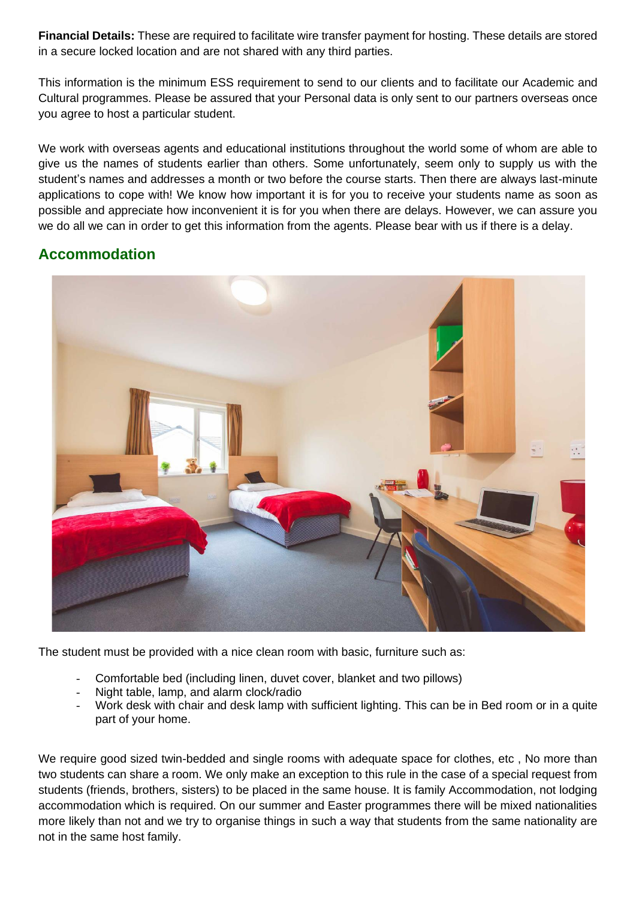**Financial Details:** These are required to facilitate wire transfer payment for hosting. These details are stored in a secure locked location and are not shared with any third parties.

This information is the minimum ESS requirement to send to our clients and to facilitate our Academic and Cultural programmes. Please be assured that your Personal data is only sent to our partners overseas once you agree to host a particular student.

We work with overseas agents and educational institutions throughout the world some of whom are able to give us the names of students earlier than others. Some unfortunately, seem only to supply us with the student's names and addresses a month or two before the course starts. Then there are always last-minute applications to cope with! We know how important it is for you to receive your students name as soon as possible and appreciate how inconvenient it is for you when there are delays. However, we can assure you we do all we can in order to get this information from the agents. Please bear with us if there is a delay.

## Accommodation

The student must be provided with a nice clean room with basic, furniture such as:

- Comfortable bed (including linen, duvet cover, blanket and two pillows)
- Night table, lamp, and alarm clock/radio
- Work desk with chair and desk lamp with sufficient lighting. This can be in Bed room or in a quite part of your home.

We require good sized twin-bedded and single rooms with adequate space for clothes, etc , No more than two students can share a room. We only make an exception to this rule in the case of a special request from students (friends, brothers, sisters) to be placed in the same house. It is family Accommodation, not lodging accommodation which is required. On our summer and Easter programmes there will be mixed nationalities more likely than not and we try to organise things in such a way that students from the same nationality are not in the same host family.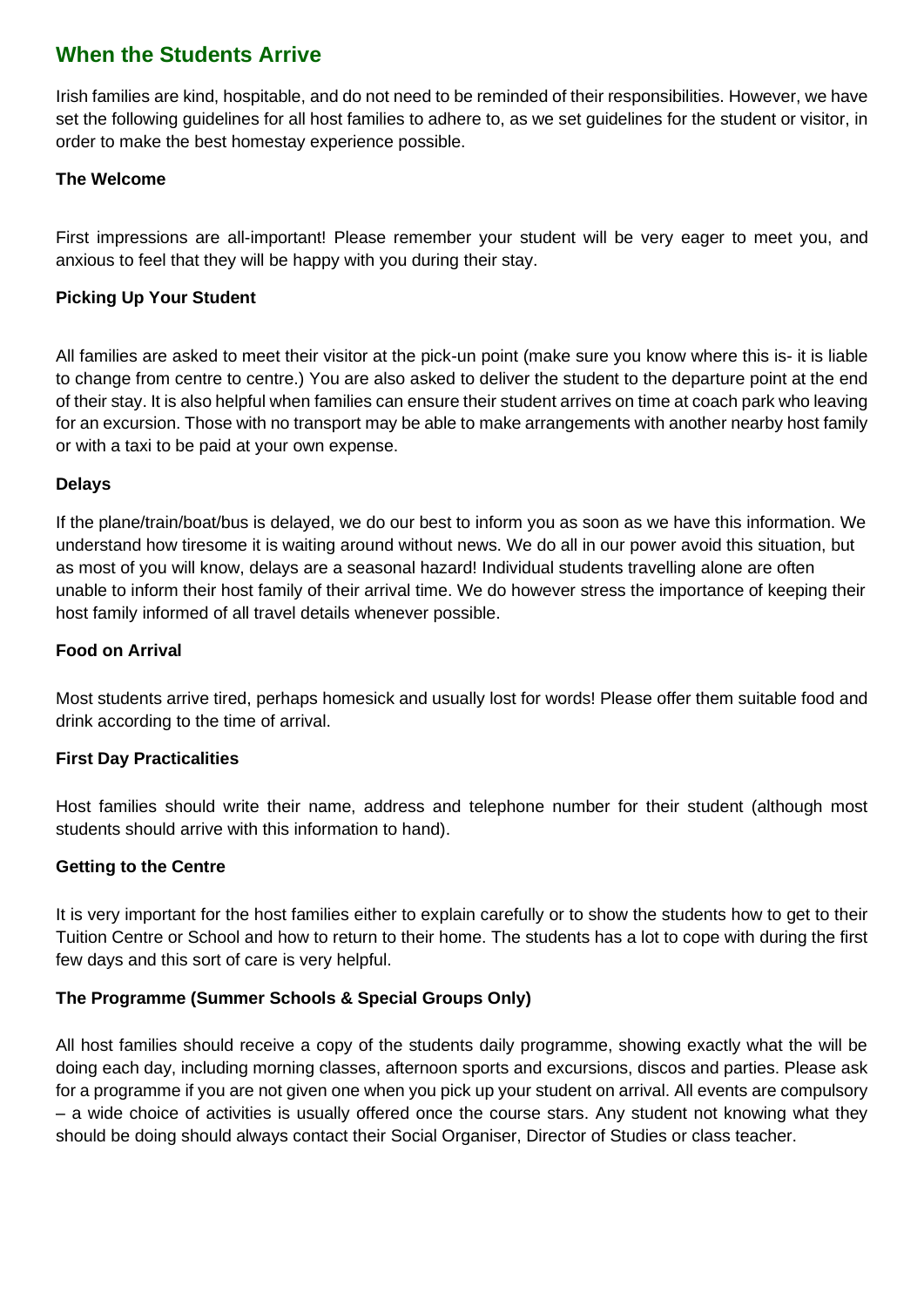## When the Students Arrive

Irish families are kind, hospitable, and do not need to be reminded of their responsibilities. However, we have set the following guidelines for all host families to adhere to, as we set guidelines for the student or visitor, in order to make the best homestay experience possible.

**The Welcome**

First impressions are all-important! Please remember your student will be very eager to meet you, and anxious to feel that they will be happy with you during their stay.

**Picking Up Your Student**

All families are asked to meet their visitor at the pick-un point (make sure you know where this is- it is liable to change from centre to centre.) You are also asked to deliver the student to the departure point at the end of their stay. It is also helpful when families can ensure their student arrives on time at coach park who leaving for an excursion. Those with no transport may be able to make arrangements with another nearby host family or with a taxi to be paid at your own expense.

**Delays**

If the plane/train/boat/bus is delayed, we do our best to inform you as soon as we have this information. We understand how tiresome it is waiting around without news. We do all in our power avoid this situation, but as most of you will know, delays are a seasonal hazard! Individual students travelling alone are often unable to inform their host family of their arrival time. We do however stress the importance of keeping their host family informed of all travel details whenever possible.

**Food on Arrival**

Most students arrive tired, perhaps homesick and usually lost for words! Please offer them suitable food and drink according to the time of arrival.

**First Day Practicalities**

Host families should write their name, address and telephone number for their student (although most students should arrive with this information to hand).

**Getting to the Centre**

It is very important for the host families either to explain carefully or to show the students how to get to their Tuition Centre or School and how to return to their home. The students has a lot to cope with during the first few days and this sort of care is very helpful.

**The Programme (Summer Schools & Special Groups Only)**

All host families should receive a copy of the students daily programme, showing exactly what the will be doing each day, including morning classes, afternoon sports and excursions, discos and parties. Please ask for a programme if you are not given one when you pick up your student on arrival. All events are compulsory – a wide choice of activities is usually offered once the course stars. Any student not knowing what they should be doing should always contact their Social Organiser, Director of Studies or class teacher.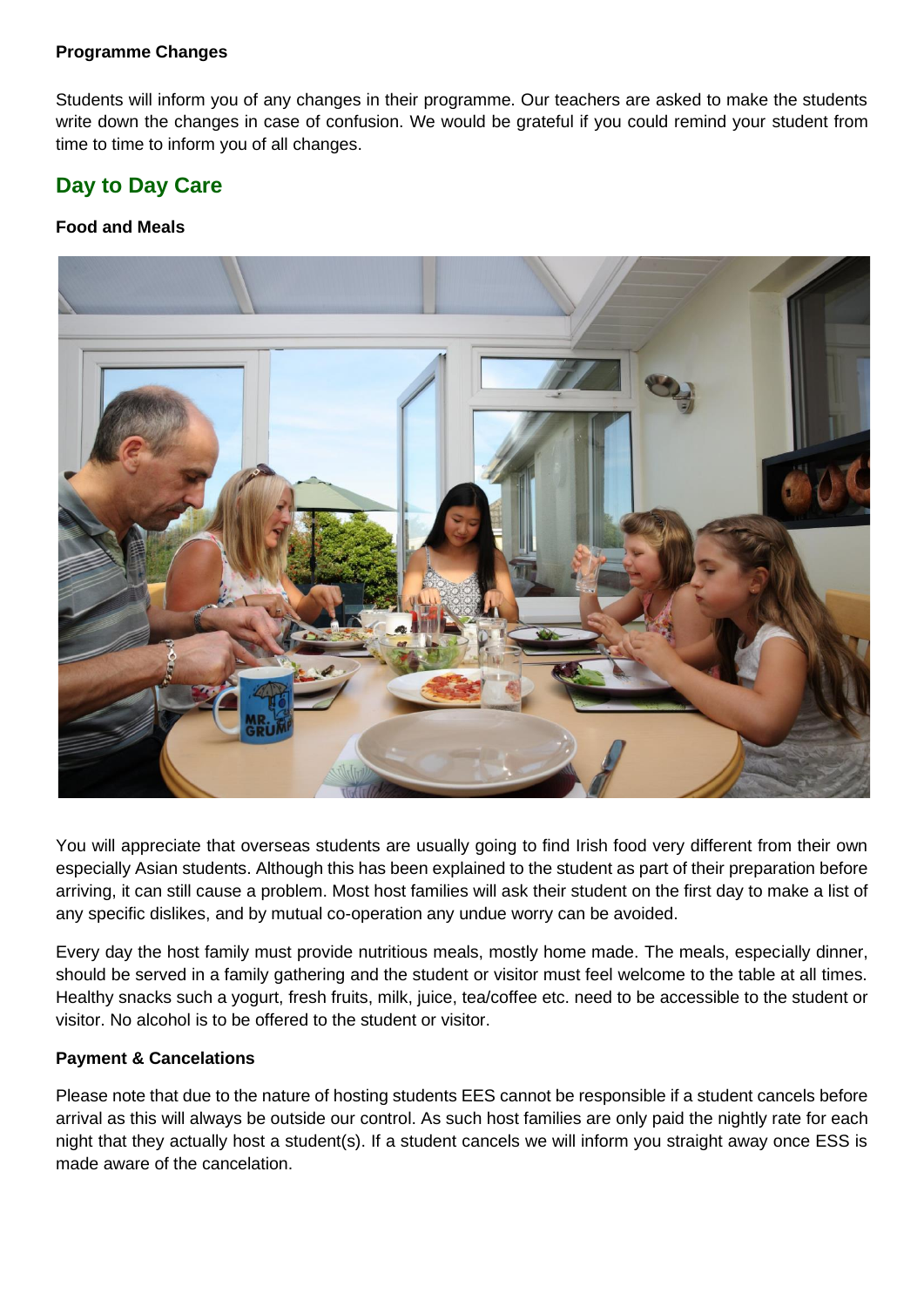**Programme Changes**

Students will inform you of any changes in their programme. Our teachers are asked to make the students write down the changes in case of confusion. We would be grateful if you could remind your student from time to time to inform you of all changes.

## Day to Day Care

**Food and Meals**

You will appreciate that overseas students are usually going to find Irish food very different from their own especially Asian students. Although this has been explained to the student as part of their preparation before arriving, it can still cause a problem. Most host families will ask their student on the first day to make a list of any specific dislikes, and by mutual co-operation any undue worry can be avoided.

Every day the host family must provide nutritious meals, mostly home made. The meals, especially dinner, should be served in a family gathering and the student or visitor must feel welcome to the table at all times. Healthy snacks such a yogurt, fresh fruits, milk, juice, tea/coffee etc. need to be accessible to the student or visitor. No alcohol is to be offered to the student or visitor.

**Payment & Cancelations**

Please note that due to the nature of hosting students EES cannot be responsible if a student cancels before arrival as this will always be outside our control. As such host families are only paid the nightly rate for each night that they actually host a student(s). If a student cancels we will inform you straight away once ESS is made aware of the cancelation.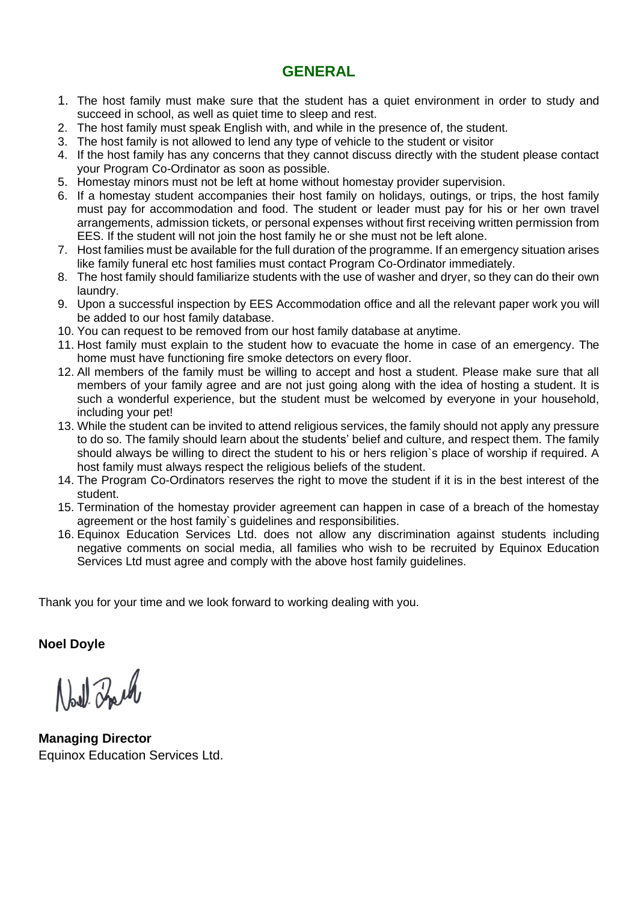## GENERAL

1. The host family must make sure that the student has a quiet environment in order to study and succeed in school, as well as quiet time to sleep and rest.
2. The host family must speak English with, and while in the presence of, the student.
3. The host family is not allowed to lend any type of vehicle to the student or visitor
4. If the host family has any concerns that they cannot discuss directly with the student please contact your Program Co-Ordinator as soon as possible.
5. Homestay minors must not be left at home without homestay provider supervision.
6. If a homestay student accompanies their host family on holidays, outings, or trips, the host family must pay for accommodation and food. The student or leader must pay for his or her own travel arrangements, admission tickets, or personal expenses without first receiving written permission from EES. If the student will not join the host family he or she must not be left alone.
7. Host families must be available for the full duration of the programme. If an emergency situation arises like family funeral etc host families must contact Program Co-Ordinator immediately.
8. The host family should familiarize students with the use of washer and dryer, so they can do their own laundry.
9. Upon a successful inspection by EES Accommodation office and all the relevant paper work you will be added to our host family database.
10. You can request to be removed from our host family database at anytime.
11. Host family must explain to the student how to evacuate the home in case of an emergency. The home must have functioning fire smoke detectors on every floor.
12. All members of the family must be willing to accept and host a student. Please make sure that all members of your family agree and are not just going along with the idea of hosting a student. It is such a wonderful experience, but the student must be welcomed by everyone in your household, including your pet!
13. While the student can be invited to attend religious services, the family should not apply any pressure to do so. The family should learn about the students' belief and culture, and respect them. The family should always be willing to direct the student to his or hers religion`s place of worship if required. A host family must always respect the religious beliefs of the student.
14. The Program Co-Ordinators reserves the right to move the student if it is in the best interest of the student.
15. Termination of the homestay provider agreement can happen in case of a breach of the homestay agreement or the host family`s guidelines and responsibilities.
16. Equinox Education Services Ltd. does not allow any discrimination against students including negative comments on social media, all families who wish to be recruited by Equinox Education Services Ltd must agree and comply with the above host family guidelines.

Thank you for your time and we look forward to working dealing with you.

**Noel Doyle**

**Managing Director**
Equinox Education Services Ltd.